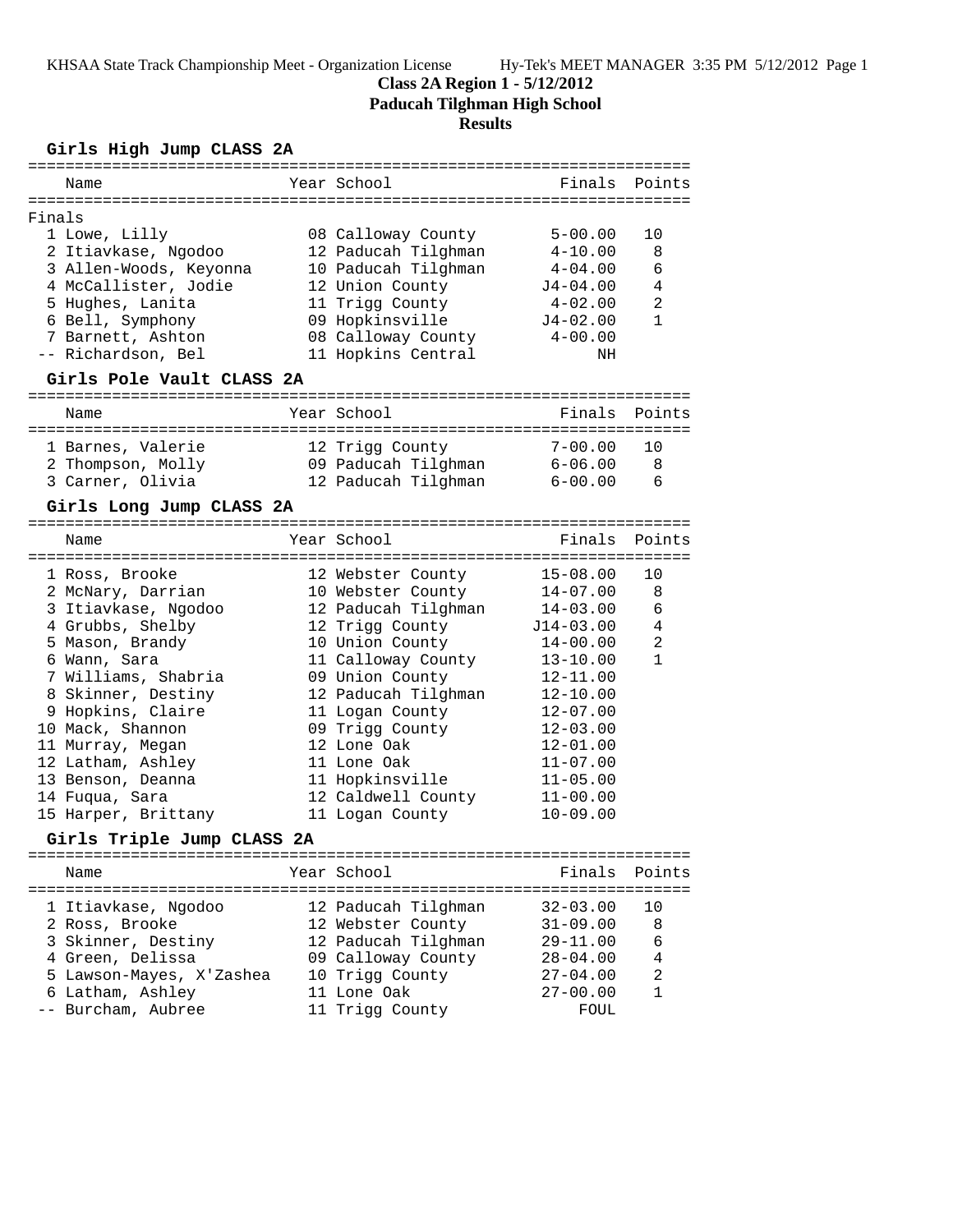# Class 2A Region 1 - 5/12/2012

## Paducah Tilghman High School

### Results

**Girls High Jump CLASS 2A**

Finals

| | Name | Year | School | Finals | Points |
|---|---|---|---|---|---|
| 1 | Lowe, Lilly | 08 | Calloway County | 5-00.00 | 10 |
| 2 | Itiavkase, Ngodoo | 12 | Paducah Tilghman | 4-10.00 | 8 |
| 3 | Allen-Woods, Keyonna | 10 | Paducah Tilghman | 4-04.00 | 6 |
| 4 | McCallister, Jodie | 12 | Union County | J4-04.00 | 4 |
| 5 | Hughes, Lanita | 11 | Trigg County | 4-02.00 | 2 |
| 6 | Bell, Symphony | 09 | Hopkinsville | J4-02.00 | 1 |
| 7 | Barnett, Ashton | 08 | Calloway County | 4-00.00 | |
| -- | Richardson, Bel | 11 | Hopkins Central | NH | |

**Girls Pole Vault CLASS 2A**

| | Name | Year | School | Finals | Points |
|---|---|---|---|---|---|
| 1 | Barnes, Valerie | 12 | Trigg County | 7-00.00 | 10 |
| 2 | Thompson, Molly | 09 | Paducah Tilghman | 6-06.00 | 8 |
| 3 | Carner, Olivia | 12 | Paducah Tilghman | 6-00.00 | 6 |

**Girls Long Jump CLASS 2A**

| | Name | Year | School | Finals | Points |
|---|---|---|---|---|---|
| 1 | Ross, Brooke | 12 | Webster County | 15-08.00 | 10 |
| 2 | McNary, Darrian | 10 | Webster County | 14-07.00 | 8 |
| 3 | Itiavkase, Ngodoo | 12 | Paducah Tilghman | 14-03.00 | 6 |
| 4 | Grubbs, Shelby | 12 | Trigg County | J14-03.00 | 4 |
| 5 | Mason, Brandy | 10 | Union County | 14-00.00 | 2 |
| 6 | Wann, Sara | 11 | Calloway County | 13-10.00 | 1 |
| 7 | Williams, Shabria | 09 | Union County | 12-11.00 | |
| 8 | Skinner, Destiny | 12 | Paducah Tilghman | 12-10.00 | |
| 9 | Hopkins, Claire | 11 | Logan County | 12-07.00 | |
| 10 | Mack, Shannon | 09 | Trigg County | 12-03.00 | |
| 11 | Murray, Megan | 12 | Lone Oak | 12-01.00 | |
| 12 | Latham, Ashley | 11 | Lone Oak | 11-07.00 | |
| 13 | Benson, Deanna | 11 | Hopkinsville | 11-05.00 | |
| 14 | Fuqua, Sara | 12 | Caldwell County | 11-00.00 | |
| 15 | Harper, Brittany | 11 | Logan County | 10-09.00 | |

**Girls Triple Jump CLASS 2A**

| | Name | Year | School | Finals | Points |
|---|---|---|---|---|---|
| 1 | Itiavkase, Ngodoo | 12 | Paducah Tilghman | 32-03.00 | 10 |
| 2 | Ross, Brooke | 12 | Webster County | 31-09.00 | 8 |
| 3 | Skinner, Destiny | 12 | Paducah Tilghman | 29-11.00 | 6 |
| 4 | Green, Delissa | 09 | Calloway County | 28-04.00 | 4 |
| 5 | Lawson-Mayes, X'Zashea | 10 | Trigg County | 27-04.00 | 2 |
| 6 | Latham, Ashley | 11 | Lone Oak | 27-00.00 | 1 |
| -- | Burcham, Aubree | 11 | Trigg County | FOUL | |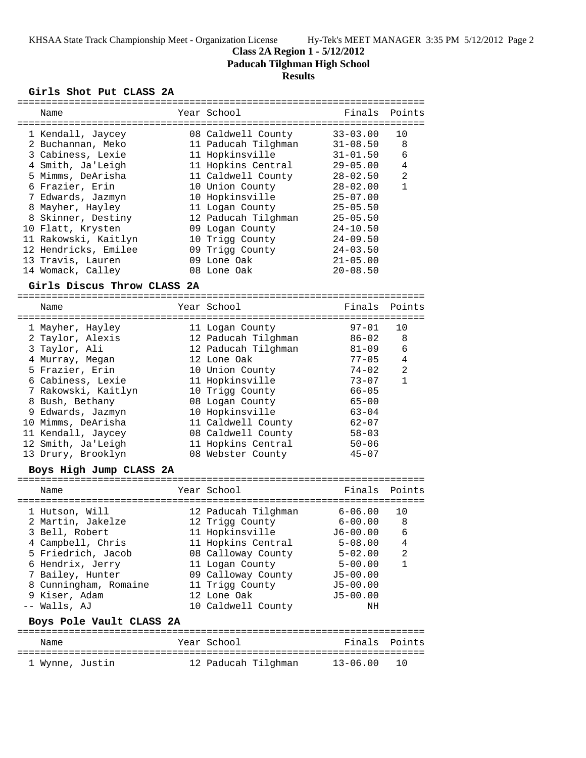# Class 2A Region 1 - 5/12/2012
## Paducah Tilghman High School
## Results

### Girls Shot Put CLASS 2A

| | Name | Year | School | Finals | Points |
|---|---|---|---|---|---|
| 1 | Kendall, Jaycey | 08 | Caldwell County | 33-03.00 | 10 |
| 2 | Buchannan, Meko | 11 | Paducah Tilghman | 31-08.50 | 8 |
| 3 | Cabiness, Lexie | 11 | Hopkinsville | 31-01.50 | 6 |
| 4 | Smith, Ja'Leigh | 11 | Hopkins Central | 29-05.00 | 4 |
| 5 | Mimms, DeArisha | 11 | Caldwell County | 28-02.50 | 2 |
| 6 | Frazier, Erin | 10 | Union County | 28-02.00 | 1 |
| 7 | Edwards, Jazmyn | 10 | Hopkinsville | 25-07.00 | |
| 8 | Mayher, Hayley | 11 | Logan County | 25-05.50 | |
| 8 | Skinner, Destiny | 12 | Paducah Tilghman | 25-05.50 | |
| 10 | Flatt, Krysten | 09 | Logan County | 24-10.50 | |
| 11 | Rakowski, Kaitlyn | 10 | Trigg County | 24-09.50 | |
| 12 | Hendricks, Emilee | 09 | Trigg County | 24-03.50 | |
| 13 | Travis, Lauren | 09 | Lone Oak | 21-05.00 | |
| 14 | Womack, Calley | 08 | Lone Oak | 20-08.50 | |

### Girls Discus Throw CLASS 2A

| | Name | Year | School | Finals | Points |
|---|---|---|---|---|---|
| 1 | Mayher, Hayley | 11 | Logan County | 97-01 | 10 |
| 2 | Taylor, Alexis | 12 | Paducah Tilghman | 86-02 | 8 |
| 3 | Taylor, Ali | 12 | Paducah Tilghman | 81-09 | 6 |
| 4 | Murray, Megan | 12 | Lone Oak | 77-05 | 4 |
| 5 | Frazier, Erin | 10 | Union County | 74-02 | 2 |
| 6 | Cabiness, Lexie | 11 | Hopkinsville | 73-07 | 1 |
| 7 | Rakowski, Kaitlyn | 10 | Trigg County | 66-05 | |
| 8 | Bush, Bethany | 08 | Logan County | 65-00 | |
| 9 | Edwards, Jazmyn | 10 | Hopkinsville | 63-04 | |
| 10 | Mimms, DeArisha | 11 | Caldwell County | 62-07 | |
| 11 | Kendall, Jaycey | 08 | Caldwell County | 58-03 | |
| 12 | Smith, Ja'Leigh | 11 | Hopkins Central | 50-06 | |
| 13 | Drury, Brooklyn | 08 | Webster County | 45-07 | |

### Boys High Jump CLASS 2A

| | Name | Year | School | Finals | Points |
|---|---|---|---|---|---|
| 1 | Hutson, Will | 12 | Paducah Tilghman | 6-06.00 | 10 |
| 2 | Martin, Jakelze | 12 | Trigg County | 6-00.00 | 8 |
| 3 | Bell, Robert | 11 | Hopkinsville | J6-00.00 | 6 |
| 4 | Campbell, Chris | 11 | Hopkins Central | 5-08.00 | 4 |
| 5 | Friedrich, Jacob | 08 | Calloway County | 5-02.00 | 2 |
| 6 | Hendrix, Jerry | 11 | Logan County | 5-00.00 | 1 |
| 7 | Bailey, Hunter | 09 | Calloway County | J5-00.00 | |
| 8 | Cunningham, Romaine | 11 | Trigg County | J5-00.00 | |
| 9 | Kiser, Adam | 12 | Lone Oak | J5-00.00 | |
| -- | Walls, AJ | 10 | Caldwell County | NH | |

### Boys Pole Vault CLASS 2A

| | Name | Year | School | Finals | Points |
|---|---|---|---|---|---|
| 1 | Wynne, Justin | 12 | Paducah Tilghman | 13-06.00 | 10 |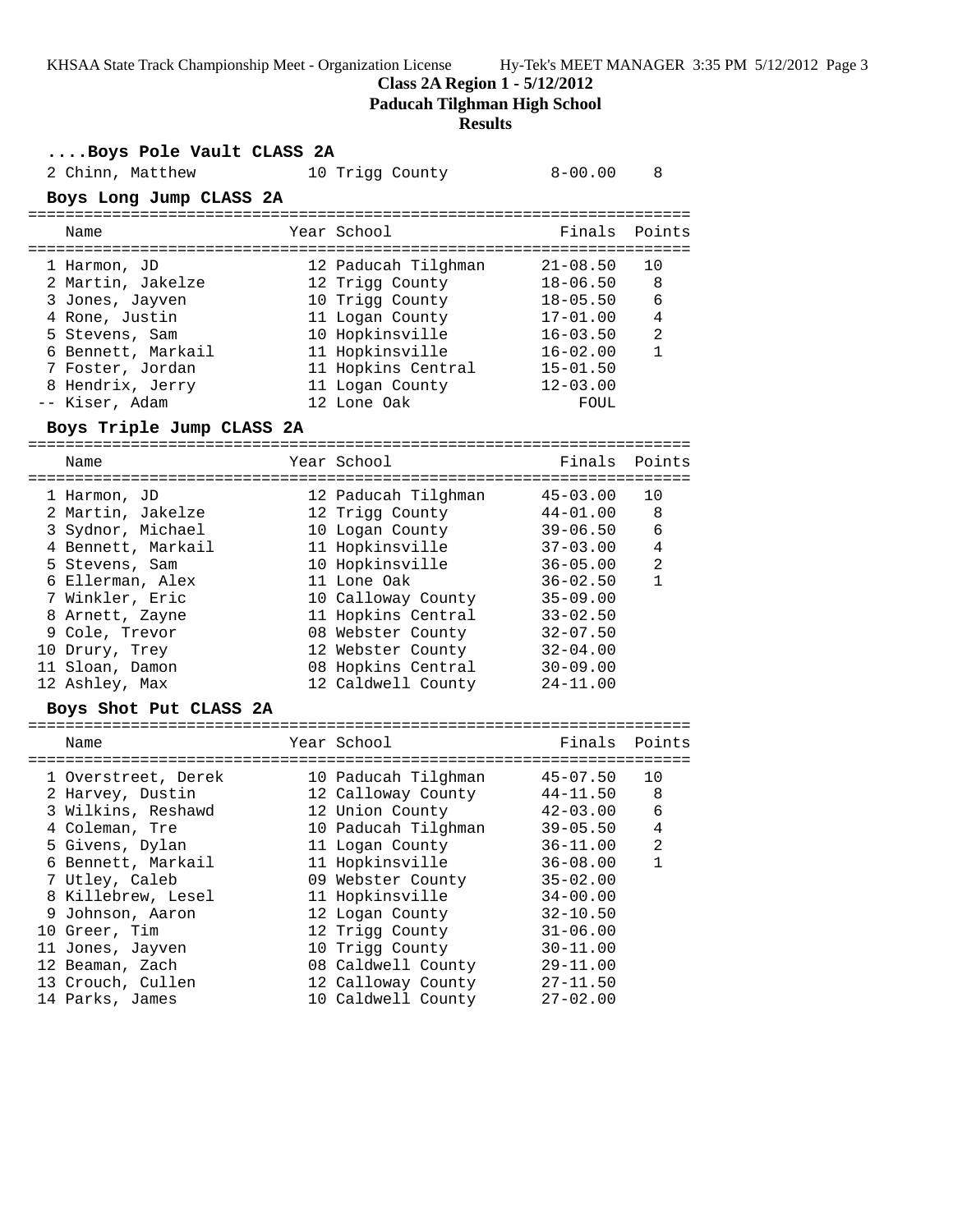KHSAA State Track Championship Meet - Organization License Hy-Tek's MEET MANAGER 3:35 PM 5/12/2012 Page 3

**Class 2A Region 1 - 5/12/2012**

**Paducah Tilghman High School**

**Results**

### ....Boys Pole Vault CLASS 2A

| Place | Name | Year | School | Finals | Points |
|---|---|---|---|---|---|
| 2 | Chinn, Matthew | 10 | Trigg County | 8-00.00 | 8 |

### Boys Long Jump CLASS 2A

| Place | Name | Year | School | Finals | Points |
|---|---|---|---|---|---|
| 1 | Harmon, JD | 12 | Paducah Tilghman | 21-08.50 | 10 |
| 2 | Martin, Jakelze | 12 | Trigg County | 18-06.50 | 8 |
| 3 | Jones, Jayven | 10 | Trigg County | 18-05.50 | 6 |
| 4 | Rone, Justin | 11 | Logan County | 17-01.00 | 4 |
| 5 | Stevens, Sam | 10 | Hopkinsville | 16-03.50 | 2 |
| 6 | Bennett, Markail | 11 | Hopkinsville | 16-02.00 | 1 |
| 7 | Foster, Jordan | 11 | Hopkins Central | 15-01.50 | |
| 8 | Hendrix, Jerry | 11 | Logan County | 12-03.00 | |
| -- | Kiser, Adam | 12 | Lone Oak | FOUL | |

### Boys Triple Jump CLASS 2A

| Place | Name | Year | School | Finals | Points |
|---|---|---|---|---|---|
| 1 | Harmon, JD | 12 | Paducah Tilghman | 45-03.00 | 10 |
| 2 | Martin, Jakelze | 12 | Trigg County | 44-01.00 | 8 |
| 3 | Sydnor, Michael | 10 | Logan County | 39-06.50 | 6 |
| 4 | Bennett, Markail | 11 | Hopkinsville | 37-03.00 | 4 |
| 5 | Stevens, Sam | 10 | Hopkinsville | 36-05.00 | 2 |
| 6 | Ellerman, Alex | 11 | Lone Oak | 36-02.50 | 1 |
| 7 | Winkler, Eric | 10 | Calloway County | 35-09.00 | |
| 8 | Arnett, Zayne | 11 | Hopkins Central | 33-02.50 | |
| 9 | Cole, Trevor | 08 | Webster County | 32-07.50 | |
| 10 | Drury, Trey | 12 | Webster County | 32-04.00 | |
| 11 | Sloan, Damon | 08 | Hopkins Central | 30-09.00 | |
| 12 | Ashley, Max | 12 | Caldwell County | 24-11.00 | |

### Boys Shot Put CLASS 2A

| Place | Name | Year | School | Finals | Points |
|---|---|---|---|---|---|
| 1 | Overstreet, Derek | 10 | Paducah Tilghman | 45-07.50 | 10 |
| 2 | Harvey, Dustin | 12 | Calloway County | 44-11.50 | 8 |
| 3 | Wilkins, Reshawd | 12 | Union County | 42-03.00 | 6 |
| 4 | Coleman, Tre | 10 | Paducah Tilghman | 39-05.50 | 4 |
| 5 | Givens, Dylan | 11 | Logan County | 36-11.00 | 2 |
| 6 | Bennett, Markail | 11 | Hopkinsville | 36-08.00 | 1 |
| 7 | Utley, Caleb | 09 | Webster County | 35-02.00 | |
| 8 | Killebrew, Lesel | 11 | Hopkinsville | 34-00.00 | |
| 9 | Johnson, Aaron | 12 | Logan County | 32-10.50 | |
| 10 | Greer, Tim | 12 | Trigg County | 31-06.00 | |
| 11 | Jones, Jayven | 10 | Trigg County | 30-11.00 | |
| 12 | Beaman, Zach | 08 | Caldwell County | 29-11.00 | |
| 13 | Crouch, Cullen | 12 | Calloway County | 27-11.50 | |
| 14 | Parks, James | 10 | Caldwell County | 27-02.00 | |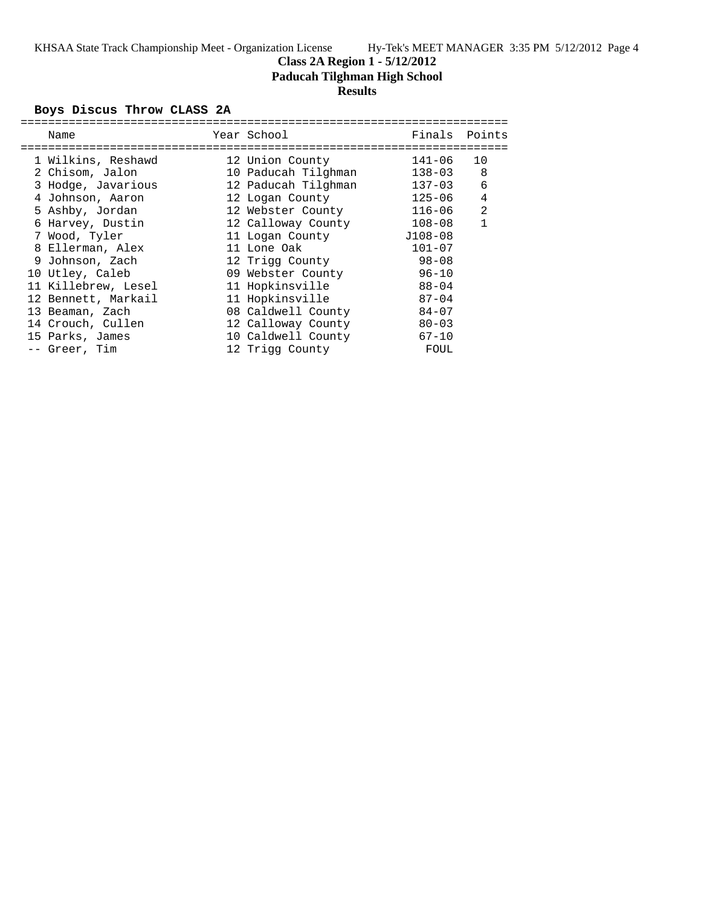**Class 2A Region 1 - 5/12/2012**

**Paducah Tilghman High School**

**Results**

### Boys Discus Throw CLASS 2A

| | Name | Year | School | Finals | Points |
|---|---|---|---|---|---|
| 1 | Wilkins, Reshawd | 12 | Union County | 141-06 | 10 |
| 2 | Chisom, Jalon | 10 | Paducah Tilghman | 138-03 | 8 |
| 3 | Hodge, Javarious | 12 | Paducah Tilghman | 137-03 | 6 |
| 4 | Johnson, Aaron | 12 | Logan County | 125-06 | 4 |
| 5 | Ashby, Jordan | 12 | Webster County | 116-06 | 2 |
| 6 | Harvey, Dustin | 12 | Calloway County | 108-08 | 1 |
| 7 | Wood, Tyler | 11 | Logan County | J108-08 | |
| 8 | Ellerman, Alex | 11 | Lone Oak | 101-07 | |
| 9 | Johnson, Zach | 12 | Trigg County | 98-08 | |
| 10 | Utley, Caleb | 09 | Webster County | 96-10 | |
| 11 | Killebrew, Lesel | 11 | Hopkinsville | 88-04 | |
| 12 | Bennett, Markail | 11 | Hopkinsville | 87-04 | |
| 13 | Beaman, Zach | 08 | Caldwell County | 84-07 | |
| 14 | Crouch, Cullen | 12 | Calloway County | 80-03 | |
| 15 | Parks, James | 10 | Caldwell County | 67-10 | |
| -- | Greer, Tim | 12 | Trigg County | FOUL | |